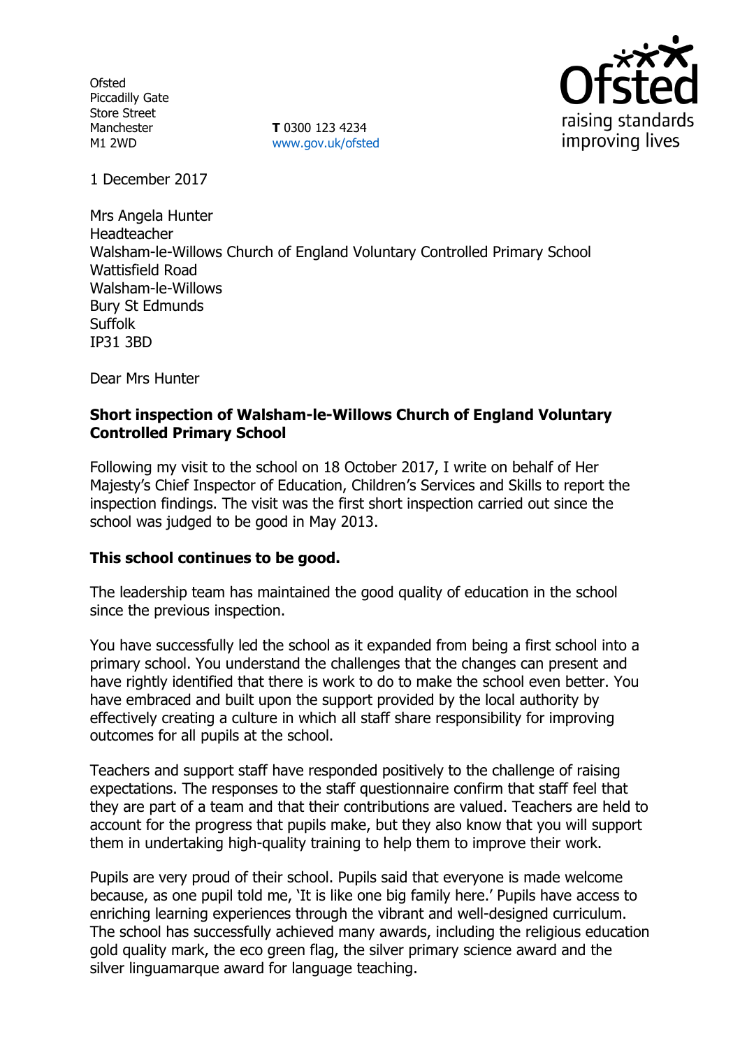Ofsted
Piccadilly Gate
Store Street
Manchester
M1 2WD

**T** 0300 123 4234
www.gov.uk/ofsted

1 December 2017

Mrs Angela Hunter
Headteacher
Walsham-le-Willows Church of England Voluntary Controlled Primary School
Wattisfield Road
Walsham-le-Willows
Bury St Edmunds
Suffolk
IP31 3BD

Dear Mrs Hunter

**Short inspection of Walsham-le-Willows Church of England Voluntary Controlled Primary School**

Following my visit to the school on 18 October 2017, I write on behalf of Her Majesty's Chief Inspector of Education, Children's Services and Skills to report the inspection findings. The visit was the first short inspection carried out since the school was judged to be good in May 2013.

**This school continues to be good.**

The leadership team has maintained the good quality of education in the school since the previous inspection.

You have successfully led the school as it expanded from being a first school into a primary school. You understand the challenges that the changes can present and have rightly identified that there is work to do to make the school even better. You have embraced and built upon the support provided by the local authority by effectively creating a culture in which all staff share responsibility for improving outcomes for all pupils at the school.

Teachers and support staff have responded positively to the challenge of raising expectations. The responses to the staff questionnaire confirm that staff feel that they are part of a team and that their contributions are valued. Teachers are held to account for the progress that pupils make, but they also know that you will support them in undertaking high-quality training to help them to improve their work.

Pupils are very proud of their school. Pupils said that everyone is made welcome because, as one pupil told me, 'It is like one big family here.' Pupils have access to enriching learning experiences through the vibrant and well-designed curriculum. The school has successfully achieved many awards, including the religious education gold quality mark, the eco green flag, the silver primary science award and the silver linguamarque award for language teaching.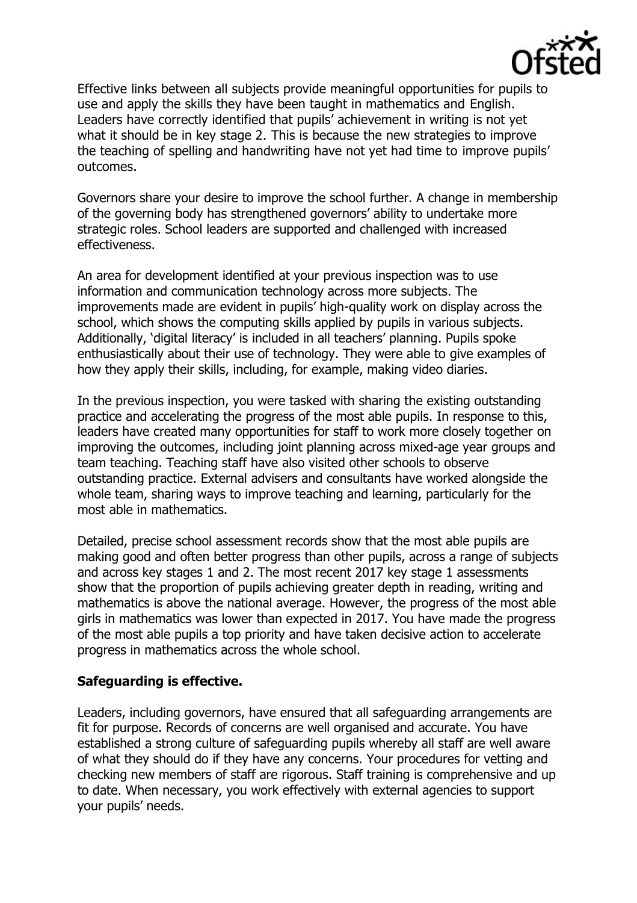Effective links between all subjects provide meaningful opportunities for pupils to use and apply the skills they have been taught in mathematics and English. Leaders have correctly identified that pupils' achievement in writing is not yet what it should be in key stage 2. This is because the new strategies to improve the teaching of spelling and handwriting have not yet had time to improve pupils' outcomes.

Governors share your desire to improve the school further. A change in membership of the governing body has strengthened governors' ability to undertake more strategic roles. School leaders are supported and challenged with increased effectiveness.

An area for development identified at your previous inspection was to use information and communication technology across more subjects. The improvements made are evident in pupils' high-quality work on display across the school, which shows the computing skills applied by pupils in various subjects. Additionally, 'digital literacy' is included in all teachers' planning. Pupils spoke enthusiastically about their use of technology. They were able to give examples of how they apply their skills, including, for example, making video diaries.

In the previous inspection, you were tasked with sharing the existing outstanding practice and accelerating the progress of the most able pupils. In response to this, leaders have created many opportunities for staff to work more closely together on improving the outcomes, including joint planning across mixed-age year groups and team teaching. Teaching staff have also visited other schools to observe outstanding practice. External advisers and consultants have worked alongside the whole team, sharing ways to improve teaching and learning, particularly for the most able in mathematics.

Detailed, precise school assessment records show that the most able pupils are making good and often better progress than other pupils, across a range of subjects and across key stages 1 and 2. The most recent 2017 key stage 1 assessments show that the proportion of pupils achieving greater depth in reading, writing and mathematics is above the national average. However, the progress of the most able girls in mathematics was lower than expected in 2017. You have made the progress of the most able pupils a top priority and have taken decisive action to accelerate progress in mathematics across the whole school.

**Safeguarding is effective.**

Leaders, including governors, have ensured that all safeguarding arrangements are fit for purpose. Records of concerns are well organised and accurate. You have established a strong culture of safeguarding pupils whereby all staff are well aware of what they should do if they have any concerns. Your procedures for vetting and checking new members of staff are rigorous. Staff training is comprehensive and up to date. When necessary, you work effectively with external agencies to support your pupils' needs.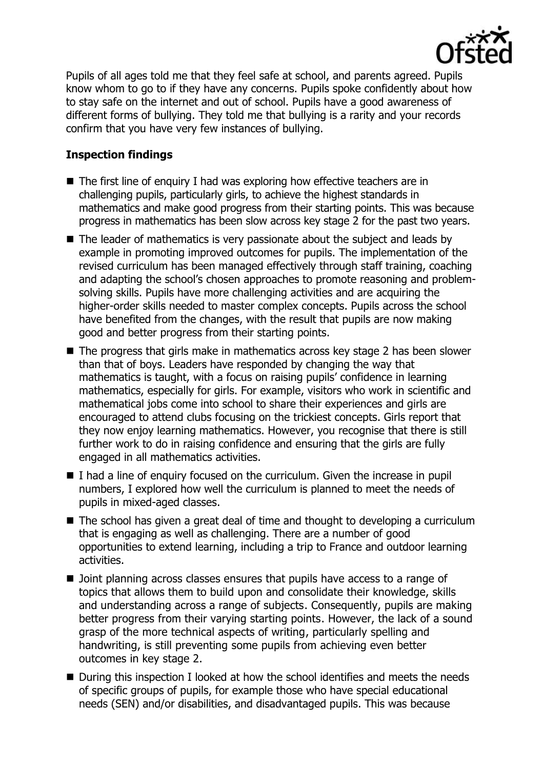Pupils of all ages told me that they feel safe at school, and parents agreed. Pupils know whom to go to if they have any concerns. Pupils spoke confidently about how to stay safe on the internet and out of school. Pupils have a good awareness of different forms of bullying. They told me that bullying is a rarity and your records confirm that you have very few instances of bullying.

## Inspection findings

- The first line of enquiry I had was exploring how effective teachers are in challenging pupils, particularly girls, to achieve the highest standards in mathematics and make good progress from their starting points. This was because progress in mathematics has been slow across key stage 2 for the past two years.
- The leader of mathematics is very passionate about the subject and leads by example in promoting improved outcomes for pupils. The implementation of the revised curriculum has been managed effectively through staff training, coaching and adapting the school's chosen approaches to promote reasoning and problem-solving skills. Pupils have more challenging activities and are acquiring the higher-order skills needed to master complex concepts. Pupils across the school have benefited from the changes, with the result that pupils are now making good and better progress from their starting points.
- The progress that girls make in mathematics across key stage 2 has been slower than that of boys. Leaders have responded by changing the way that mathematics is taught, with a focus on raising pupils' confidence in learning mathematics, especially for girls. For example, visitors who work in scientific and mathematical jobs come into school to share their experiences and girls are encouraged to attend clubs focusing on the trickiest concepts. Girls report that they now enjoy learning mathematics. However, you recognise that there is still further work to do in raising confidence and ensuring that the girls are fully engaged in all mathematics activities.
- I had a line of enquiry focused on the curriculum. Given the increase in pupil numbers, I explored how well the curriculum is planned to meet the needs of pupils in mixed-aged classes.
- The school has given a great deal of time and thought to developing a curriculum that is engaging as well as challenging. There are a number of good opportunities to extend learning, including a trip to France and outdoor learning activities.
- Joint planning across classes ensures that pupils have access to a range of topics that allows them to build upon and consolidate their knowledge, skills and understanding across a range of subjects. Consequently, pupils are making better progress from their varying starting points. However, the lack of a sound grasp of the more technical aspects of writing, particularly spelling and handwriting, is still preventing some pupils from achieving even better outcomes in key stage 2.
- During this inspection I looked at how the school identifies and meets the needs of specific groups of pupils, for example those who have special educational needs (SEN) and/or disabilities, and disadvantaged pupils. This was because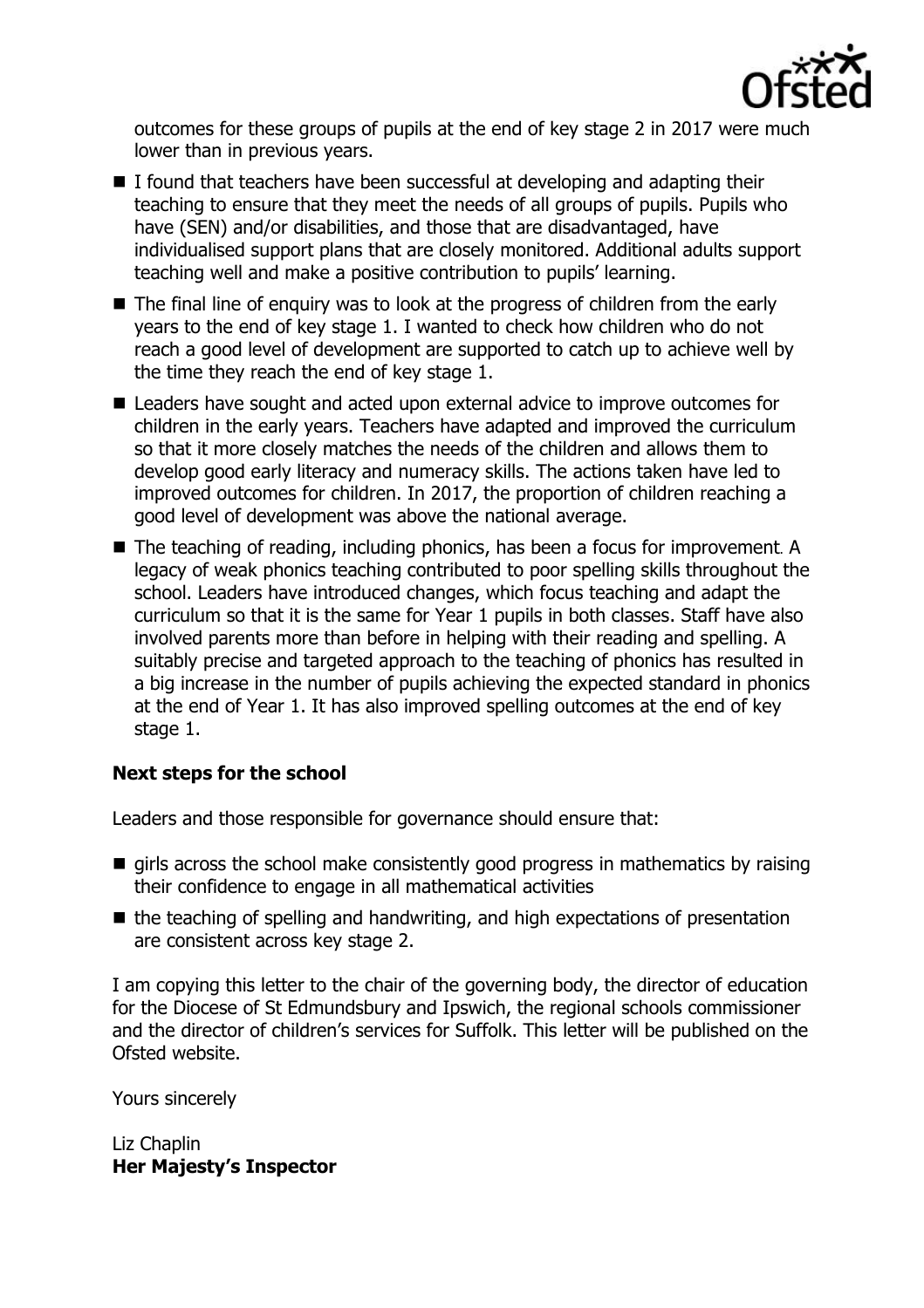outcomes for these groups of pupils at the end of key stage 2 in 2017 were much lower than in previous years.

- I found that teachers have been successful at developing and adapting their teaching to ensure that they meet the needs of all groups of pupils. Pupils who have (SEN) and/or disabilities, and those that are disadvantaged, have individualised support plans that are closely monitored. Additional adults support teaching well and make a positive contribution to pupils' learning.
- The final line of enquiry was to look at the progress of children from the early years to the end of key stage 1. I wanted to check how children who do not reach a good level of development are supported to catch up to achieve well by the time they reach the end of key stage 1.
- Leaders have sought and acted upon external advice to improve outcomes for children in the early years. Teachers have adapted and improved the curriculum so that it more closely matches the needs of the children and allows them to develop good early literacy and numeracy skills. The actions taken have led to improved outcomes for children. In 2017, the proportion of children reaching a good level of development was above the national average.
- The teaching of reading, including phonics, has been a focus for improvement. A legacy of weak phonics teaching contributed to poor spelling skills throughout the school. Leaders have introduced changes, which focus teaching and adapt the curriculum so that it is the same for Year 1 pupils in both classes. Staff have also involved parents more than before in helping with their reading and spelling. A suitably precise and targeted approach to the teaching of phonics has resulted in a big increase in the number of pupils achieving the expected standard in phonics at the end of Year 1. It has also improved spelling outcomes at the end of key stage 1.

**Next steps for the school**

Leaders and those responsible for governance should ensure that:

- girls across the school make consistently good progress in mathematics by raising their confidence to engage in all mathematical activities
- the teaching of spelling and handwriting, and high expectations of presentation are consistent across key stage 2.

I am copying this letter to the chair of the governing body, the director of education for the Diocese of St Edmundsbury and Ipswich, the regional schools commissioner and the director of children's services for Suffolk. This letter will be published on the Ofsted website.

Yours sincerely

Liz Chaplin
**Her Majesty's Inspector**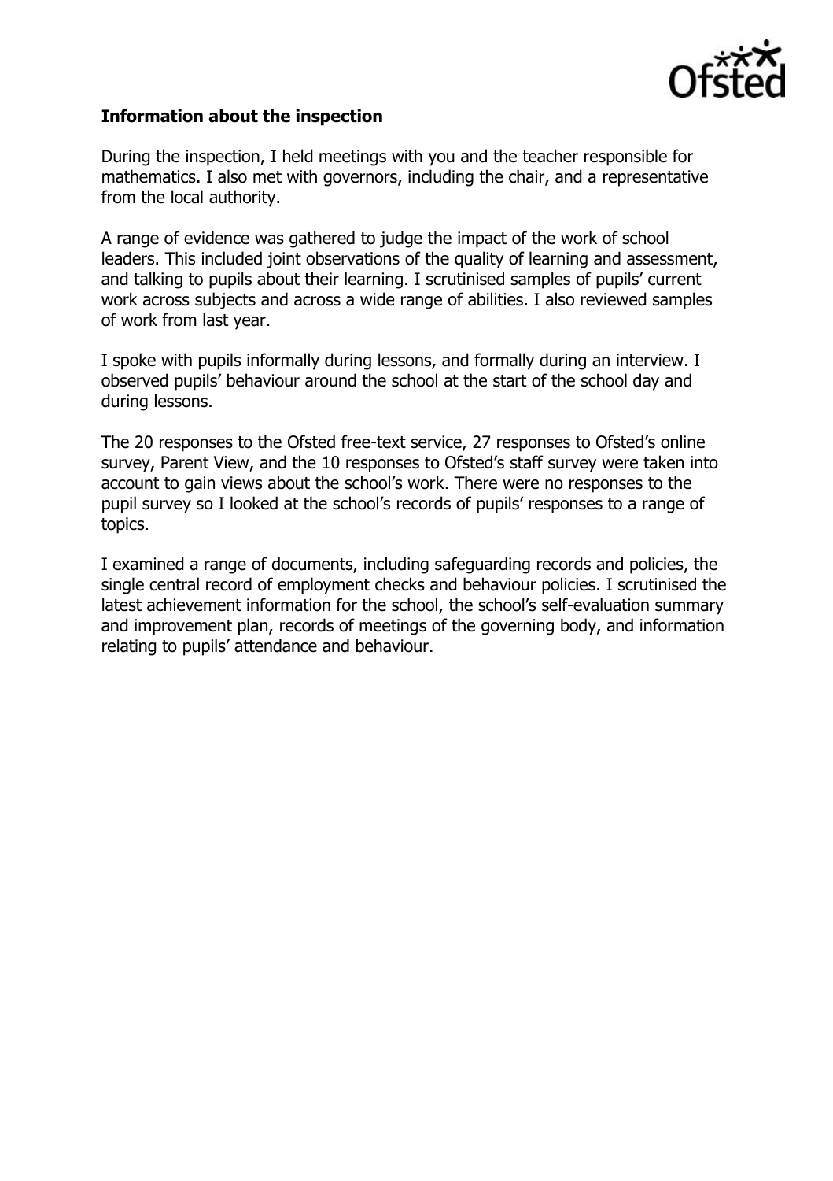**Information about the inspection**

During the inspection, I held meetings with you and the teacher responsible for mathematics. I also met with governors, including the chair, and a representative from the local authority.

A range of evidence was gathered to judge the impact of the work of school leaders. This included joint observations of the quality of learning and assessment, and talking to pupils about their learning. I scrutinised samples of pupils' current work across subjects and across a wide range of abilities. I also reviewed samples of work from last year.

I spoke with pupils informally during lessons, and formally during an interview. I observed pupils' behaviour around the school at the start of the school day and during lessons.

The 20 responses to the Ofsted free-text service, 27 responses to Ofsted's online survey, Parent View, and the 10 responses to Ofsted's staff survey were taken into account to gain views about the school's work. There were no responses to the pupil survey so I looked at the school's records of pupils' responses to a range of topics.

I examined a range of documents, including safeguarding records and policies, the single central record of employment checks and behaviour policies. I scrutinised the latest achievement information for the school, the school's self-evaluation summary and improvement plan, records of meetings of the governing body, and information relating to pupils' attendance and behaviour.